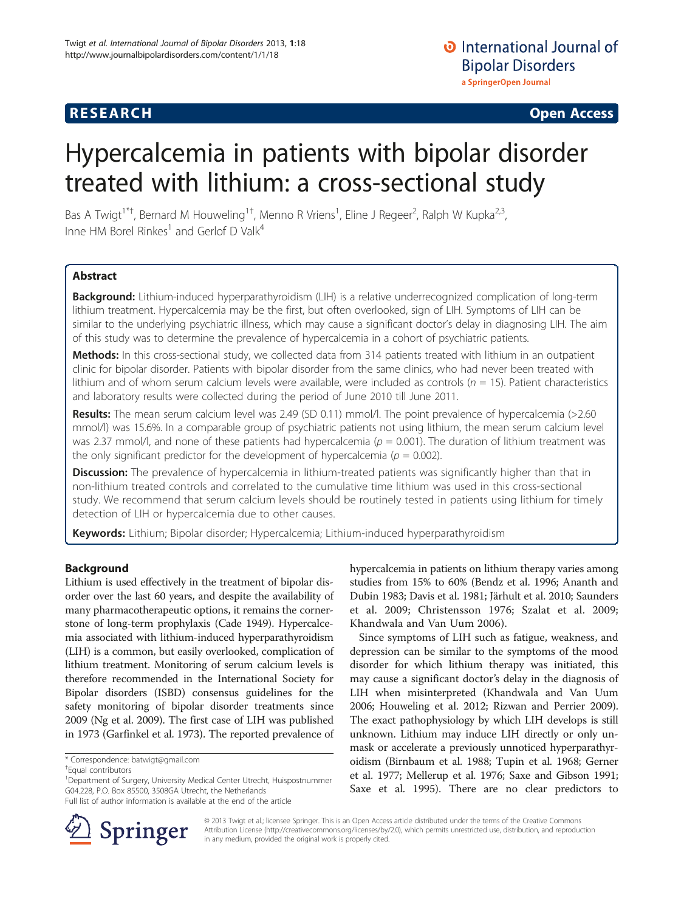RESEARCH Open Access

# Hypercalcemia in patients with bipolar disorder treated with lithium: a cross-sectional study

Bas A Twigt[1*†], Bernard M Houweling[1†], Menno R Vriens[1], Eline J Regeer[2], Ralph W Kupka[2,3], Inne HM Borel Rinkes[1] and Gerlof D Valk[4]

## Abstract

**Background:** Lithium-induced hyperparathyroidism (LIH) is a relative underrecognized complication of long-term lithium treatment. Hypercalcemia may be the first, but often overlooked, sign of LIH. Symptoms of LIH can be similar to the underlying psychiatric illness, which may cause a significant doctor's delay in diagnosing LIH. The aim of this study was to determine the prevalence of hypercalcemia in a cohort of psychiatric patients.

**Methods:** In this cross-sectional study, we collected data from 314 patients treated with lithium in an outpatient clinic for bipolar disorder. Patients with bipolar disorder from the same clinics, who had never been treated with lithium and of whom serum calcium levels were available, were included as controls ($n = 15$). Patient characteristics and laboratory results were collected during the period of June 2010 till June 2011.

**Results:** The mean serum calcium level was 2.49 (SD 0.11) mmol/l. The point prevalence of hypercalcemia (>2.60 mmol/l) was 15.6%. In a comparable group of psychiatric patients not using lithium, the mean serum calcium level was 2.37 mmol/l, and none of these patients had hypercalcemia ($p = 0.001$). The duration of lithium treatment was the only significant predictor for the development of hypercalcemia ($p = 0.002$).

**Discussion:** The prevalence of hypercalcemia in lithium-treated patients was significantly higher than that in non-lithium treated controls and correlated to the cumulative time lithium was used in this cross-sectional study. We recommend that serum calcium levels should be routinely tested in patients using lithium for timely detection of LIH or hypercalcemia due to other causes.

**Keywords:** Lithium; Bipolar disorder; Hypercalcemia; Lithium-induced hyperparathyroidism

## Background

Lithium is used effectively in the treatment of bipolar disorder over the last 60 years, and despite the availability of many pharmacotherapeutic options, it remains the cornerstone of long-term prophylaxis (Cade 1949). Hypercalcemia associated with lithium-induced hyperparathyroidism (LIH) is a common, but easily overlooked, complication of lithium treatment. Monitoring of serum calcium levels is therefore recommended in the International Society for Bipolar disorders (ISBD) consensus guidelines for the safety monitoring of bipolar disorder treatments since 2009 (Ng et al. 2009). The first case of LIH was published in 1973 (Garfinkel et al. 1973). The reported prevalence of hypercalcemia in patients on lithium therapy varies among studies from 15% to 60% (Bendz et al. 1996; Ananth and Dubin 1983; Davis et al. 1981; Järhult et al. 2010; Saunders et al. 2009; Christensson 1976; Szalat et al. 2009; Khandwala and Van Uum 2006).

Since symptoms of LIH such as fatigue, weakness, and depression can be similar to the symptoms of the mood disorder for which lithium therapy was initiated, this may cause a significant doctor's delay in the diagnosis of LIH when misinterpreted (Khandwala and Van Uum 2006; Houweling et al. 2012; Rizwan and Perrier 2009). The exact pathophysiology by which LIH develops is still unknown. Lithium may induce LIH directly or only unmask or accelerate a previously unnoticed hyperparathyroidism (Birnbaum et al. 1988; Tupin et al. 1968; Gerner et al. 1977; Mellerup et al. 1976; Saxe and Gibson 1991; Saxe et al. 1995). There are no clear predictors to

\* Correspondence: batwigt@gmail.com
†Equal contributors
[1]Department of Surgery, University Medical Center Utrecht, Huispostnummer G04.228, P.O. Box 85500, 3508GA Utrecht, the Netherlands
Full list of author information is available at the end of the article

© 2013 Twigt et al.; licensee Springer. This is an Open Access article distributed under the terms of the Creative Commons Attribution License (http://creativecommons.org/licenses/by/2.0), which permits unrestricted use, distribution, and reproduction in any medium, provided the original work is properly cited.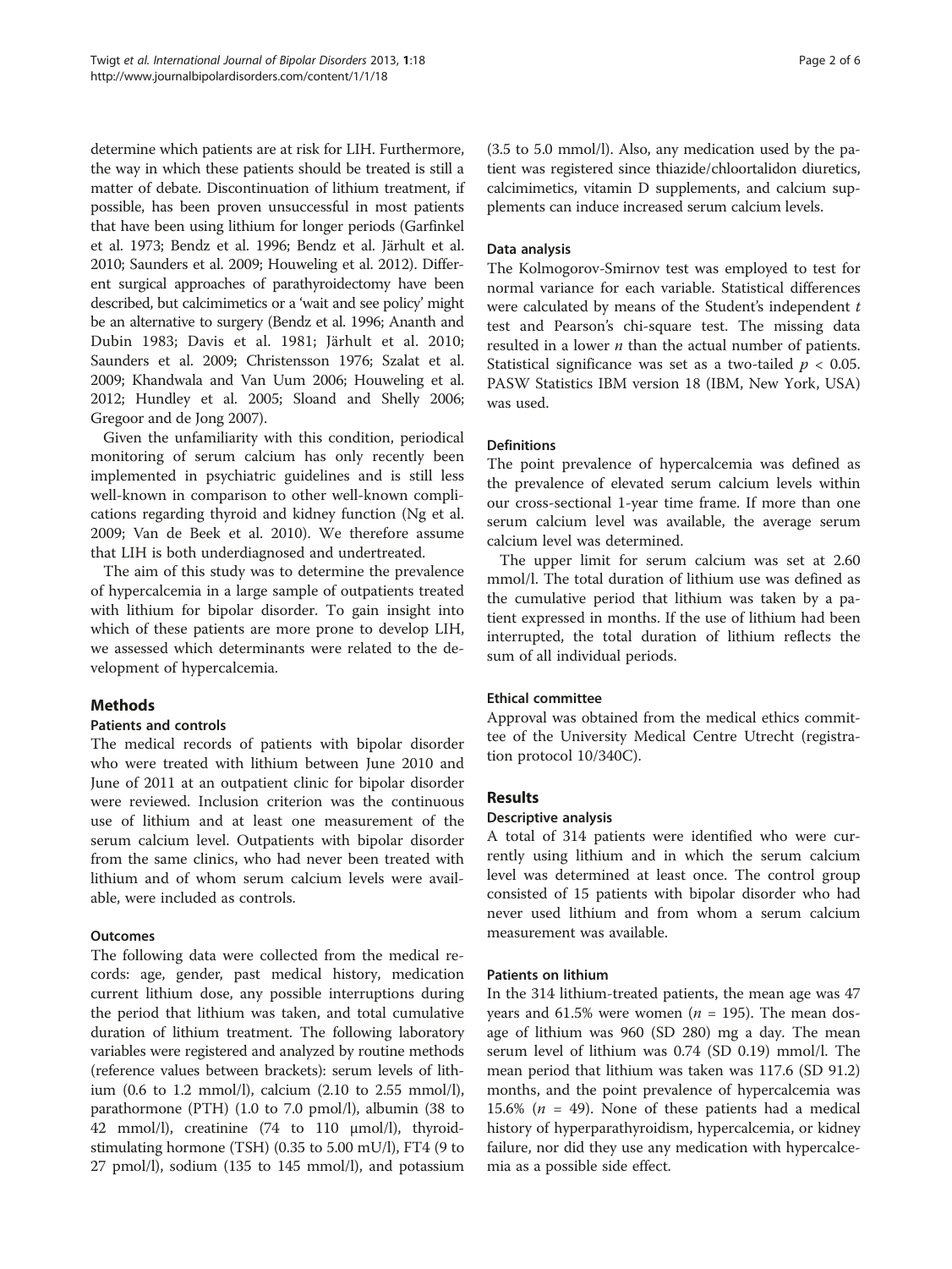determine which patients are at risk for LIH. Furthermore, the way in which these patients should be treated is still a matter of debate. Discontinuation of lithium treatment, if possible, has been proven unsuccessful in most patients that have been using lithium for longer periods (Garfinkel et al. 1973; Bendz et al. 1996; Bendz et al. Järhult et al. 2010; Saunders et al. 2009; Houweling et al. 2012). Different surgical approaches of parathyroidectomy have been described, but calcimimetics or a 'wait and see policy' might be an alternative to surgery (Bendz et al. 1996; Ananth and Dubin 1983; Davis et al. 1981; Järhult et al. 2010; Saunders et al. 2009; Christensson 1976; Szalat et al. 2009; Khandwala and Van Uum 2006; Houweling et al. 2012; Hundley et al. 2005; Sloand and Shelly 2006; Gregoor and de Jong 2007).

Given the unfamiliarity with this condition, periodical monitoring of serum calcium has only recently been implemented in psychiatric guidelines and is still less well-known in comparison to other well-known complications regarding thyroid and kidney function (Ng et al. 2009; Van de Beek et al. 2010). We therefore assume that LIH is both underdiagnosed and undertreated.

The aim of this study was to determine the prevalence of hypercalcemia in a large sample of outpatients treated with lithium for bipolar disorder. To gain insight into which of these patients are more prone to develop LIH, we assessed which determinants were related to the development of hypercalcemia.

## Methods

### Patients and controls

The medical records of patients with bipolar disorder who were treated with lithium between June 2010 and June of 2011 at an outpatient clinic for bipolar disorder were reviewed. Inclusion criterion was the continuous use of lithium and at least one measurement of the serum calcium level. Outpatients with bipolar disorder from the same clinics, who had never been treated with lithium and of whom serum calcium levels were available, were included as controls.

### Outcomes

The following data were collected from the medical records: age, gender, past medical history, medication current lithium dose, any possible interruptions during the period that lithium was taken, and total cumulative duration of lithium treatment. The following laboratory variables were registered and analyzed by routine methods (reference values between brackets): serum levels of lithium (0.6 to 1.2 mmol/l), calcium (2.10 to 2.55 mmol/l), parathormone (PTH) (1.0 to 7.0 pmol/l), albumin (38 to 42 mmol/l), creatinine (74 to 110 μmol/l), thyroid-stimulating hormone (TSH) (0.35 to 5.00 mU/l), FT4 (9 to 27 pmol/l), sodium (135 to 145 mmol/l), and potassium (3.5 to 5.0 mmol/l). Also, any medication used by the patient was registered since thiazide/chloortalidon diuretics, calcimimetics, vitamin D supplements, and calcium supplements can induce increased serum calcium levels.

### Data analysis

The Kolmogorov-Smirnov test was employed to test for normal variance for each variable. Statistical differences were calculated by means of the Student's independent $t$ test and Pearson's chi-square test. The missing data resulted in a lower $n$ than the actual number of patients. Statistical significance was set as a two-tailed $p < 0.05$. PASW Statistics IBM version 18 (IBM, New York, USA) was used.

### Definitions

The point prevalence of hypercalcemia was defined as the prevalence of elevated serum calcium levels within our cross-sectional 1-year time frame. If more than one serum calcium level was available, the average serum calcium level was determined.

The upper limit for serum calcium was set at 2.60 mmol/l. The total duration of lithium use was defined as the cumulative period that lithium was taken by a patient expressed in months. If the use of lithium had been interrupted, the total duration of lithium reflects the sum of all individual periods.

### Ethical committee

Approval was obtained from the medical ethics committee of the University Medical Centre Utrecht (registration protocol 10/340C).

## Results

### Descriptive analysis

A total of 314 patients were identified who were currently using lithium and in which the serum calcium level was determined at least once. The control group consisted of 15 patients with bipolar disorder who had never used lithium and from whom a serum calcium measurement was available.

### Patients on lithium

In the 314 lithium-treated patients, the mean age was 47 years and 61.5% were women ($n$ = 195). The mean dosage of lithium was 960 (SD 280) mg a day. The mean serum level of lithium was 0.74 (SD 0.19) mmol/l. The mean period that lithium was taken was 117.6 (SD 91.2) months, and the point prevalence of hypercalcemia was 15.6% ($n$ = 49). None of these patients had a medical history of hyperparathyroidism, hypercalcemia, or kidney failure, nor did they use any medication with hypercalcemia as a possible side effect.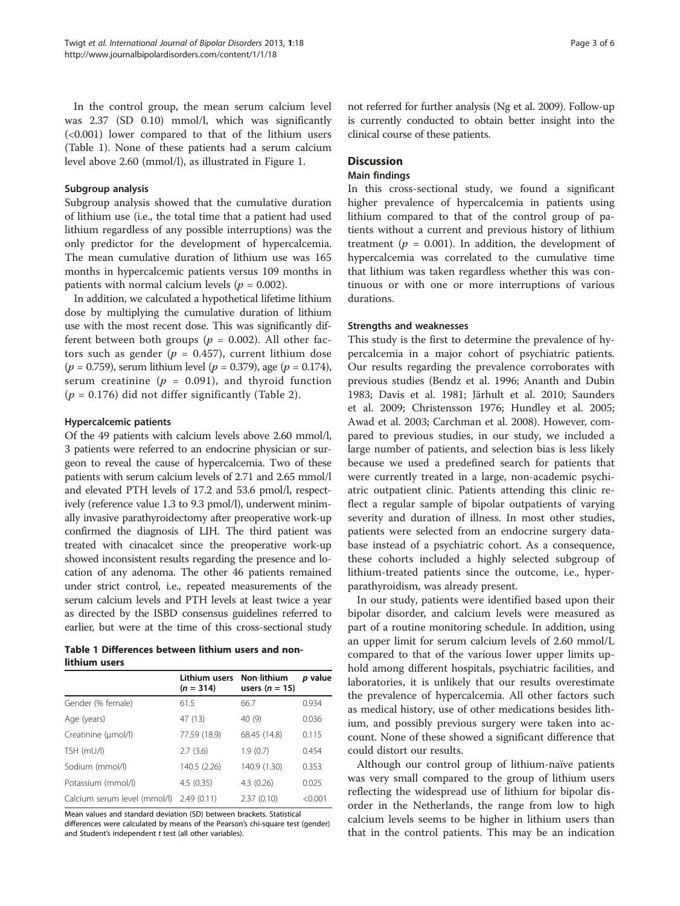In the control group, the mean serum calcium level was 2.37 (SD 0.10) mmol/l, which was significantly (<0.001) lower compared to that of the lithium users (Table 1). None of these patients had a serum calcium level above 2.60 (mmol/l), as illustrated in Figure 1.

### Subgroup analysis

Subgroup analysis showed that the cumulative duration of lithium use (i.e., the total time that a patient had used lithium regardless of any possible interruptions) was the only predictor for the development of hypercalcemia. The mean cumulative duration of lithium use was 165 months in hypercalcemic patients versus 109 months in patients with normal calcium levels ($p = 0.002$).

In addition, we calculated a hypothetical lifetime lithium dose by multiplying the cumulative duration of lithium use with the most recent dose. This was significantly different between both groups ($p = 0.002$). All other factors such as gender ($p = 0.457$), current lithium dose ($p = 0.759$), serum lithium level ($p = 0.379$), age ($p = 0.174$), serum creatinine ($p = 0.091$), and thyroid function ($p = 0.176$) did not differ significantly (Table 2).

### Hypercalcemic patients

Of the 49 patients with calcium levels above 2.60 mmol/l, 3 patients were referred to an endocrine physician or surgeon to reveal the cause of hypercalcemia. Two of these patients with serum calcium levels of 2.71 and 2.65 mmol/l and elevated PTH levels of 17.2 and 53.6 pmol/l, respectively (reference value 1.3 to 9.3 pmol/l), underwent minimally invasive parathyroidectomy after preoperative work-up confirmed the diagnosis of LIH. The third patient was treated with cinacalcet since the preoperative work-up showed inconsistent results regarding the presence and location of any adenoma. The other 46 patients remained under strict control, i.e., repeated measurements of the serum calcium levels and PTH levels at least twice a year as directed by the ISBD consensus guidelines referred to earlier, but were at the time of this cross-sectional study not referred for further analysis (Ng et al. 2009). Follow-up is currently conducted to obtain better insight into the clinical course of these patients.

**Table 1 Differences between lithium users and non-lithium users**

| | Lithium users ($n = 314$) | Non-lithium users ($n = 15$) | *p* value |
|---|---|---|---|
| Gender (% female) | 61.5 | 66.7 | 0.934 |
| Age (years) | 47 (13) | 40 (9) | 0.036 |
| Creatinine (μmol/l) | 77.59 (18.9) | 68.45 (14.8) | 0.115 |
| TSH (mU/l) | 2.7 (3.6) | 1.9 (0.7) | 0.454 |
| Sodium (mmol/l) | 140.5 (2.26) | 140.9 (1.30) | 0.353 |
| Potassium (mmol/l) | 4.5 (0.35) | 4.3 (0.26) | 0.025 |
| Calcium serum level (mmol/l) | 2.49 (0.11) | 2.37 (0.10) | <0.001 |

Mean values and standard deviation (SD) between brackets. Statistical differences were calculated by means of the Pearson's chi-square test (gender) and Student's independent *t* test (all other variables).

## Discussion

### Main findings

In this cross-sectional study, we found a significant higher prevalence of hypercalcemia in patients using lithium compared to that of the control group of patients without a current and previous history of lithium treatment ($p = 0.001$). In addition, the development of hypercalcemia was correlated to the cumulative time that lithium was taken regardless whether this was continuous or with one or more interruptions of various durations.

### Strengths and weaknesses

This study is the first to determine the prevalence of hypercalcemia in a major cohort of psychiatric patients. Our results regarding the prevalence corroborates with previous studies (Bendz et al. 1996; Ananth and Dubin 1983; Davis et al. 1981; Järhult et al. 2010; Saunders et al. 2009; Christensson 1976; Hundley et al. 2005; Awad et al. 2003; Carchman et al. 2008). However, compared to previous studies, in our study, we included a large number of patients, and selection bias is less likely because we used a predefined search for patients that were currently treated in a large, non-academic psychiatric outpatient clinic. Patients attending this clinic reflect a regular sample of bipolar outpatients of varying severity and duration of illness. In most other studies, patients were selected from an endocrine surgery database instead of a psychiatric cohort. As a consequence, these cohorts included a highly selected subgroup of lithium-treated patients since the outcome, i.e., hyperparathyroidism, was already present.

In our study, patients were identified based upon their bipolar disorder, and calcium levels were measured as part of a routine monitoring schedule. In addition, using an upper limit for serum calcium levels of 2.60 mmol/L compared to that of the various lower upper limits uphold among different hospitals, psychiatric facilities, and laboratories, it is unlikely that our results overestimate the prevalence of hypercalcemia. All other factors such as medical history, use of other medications besides lithium, and possibly previous surgery were taken into account. None of these showed a significant difference that could distort our results.

Although our control group of lithium-naïve patients was very small compared to the group of lithium users reflecting the widespread use of lithium for bipolar disorder in the Netherlands, the range from low to high calcium levels seems to be higher in lithium users than that in the control patients. This may be an indication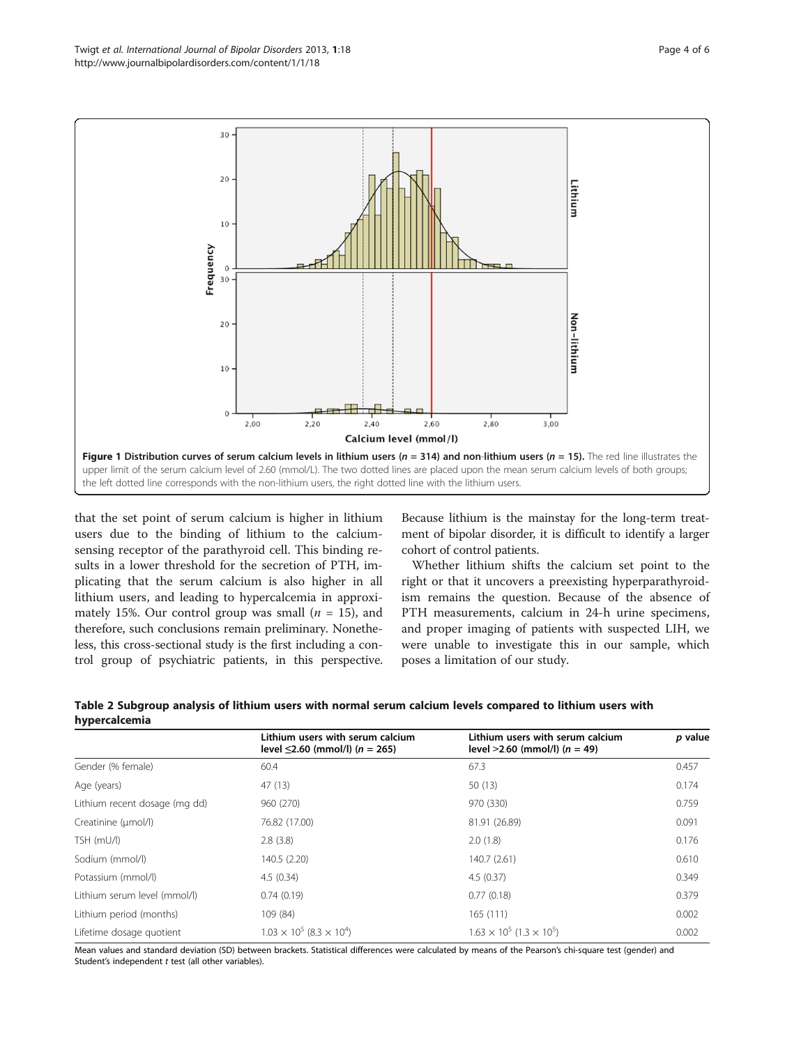**Figure 1 Distribution curves of serum calcium levels in lithium users ($n$ = 314) and non-lithium users ($n$ = 15).** The red line illustrates the upper limit of the serum calcium level of 2.60 (mmol/L). The two dotted lines are placed upon the mean serum calcium levels of both groups; the left dotted line corresponds with the non-lithium users, the right dotted line with the lithium users.

that the set point of serum calcium is higher in lithium users due to the binding of lithium to the calcium-sensing receptor of the parathyroid cell. This binding results in a lower threshold for the secretion of PTH, implicating that the serum calcium is also higher in all lithium users, and leading to hypercalcemia in approximately 15%. Our control group was small ($n$ = 15), and therefore, such conclusions remain preliminary. Nonetheless, this cross-sectional study is the first including a control group of psychiatric patients, in this perspective. Because lithium is the mainstay for the long-term treatment of bipolar disorder, it is difficult to identify a larger cohort of control patients.

Whether lithium shifts the calcium set point to the right or that it uncovers a preexisting hyperparathyroidism remains the question. Because of the absence of PTH measurements, calcium in 24-h urine specimens, and proper imaging of patients with suspected LIH, we were unable to investigate this in our sample, which poses a limitation of our study.

**Table 2 Subgroup analysis of lithium users with normal serum calcium levels compared to lithium users with hypercalcemia**

| | Lithium users with serum calcium level ≤2.60 (mmol/l) ($n$ = 265) | Lithium users with serum calcium level >2.60 (mmol/l) ($n$ = 49) | $p$ value |
|---|---|---|---|
| Gender (% female) | 60.4 | 67.3 | 0.457 |
| Age (years) | 47 (13) | 50 (13) | 0.174 |
| Lithium recent dosage (mg dd) | 960 (270) | 970 (330) | 0.759 |
| Creatinine (μmol/l) | 76.82 (17.00) | 81.91 (26.89) | 0.091 |
| TSH (mU/l) | 2.8 (3.8) | 2.0 (1.8) | 0.176 |
| Sodium (mmol/l) | 140.5 (2.20) | 140.7 (2.61) | 0.610 |
| Potassium (mmol/l) | 4.5 (0.34) | 4.5 (0.37) | 0.349 |
| Lithium serum level (mmol/l) | 0.74 (0.19) | 0.77 (0.18) | 0.379 |
| Lithium period (months) | 109 (84) | 165 (111) | 0.002 |
| Lifetime dosage quotient | $1.03 \times 10^5$ ($8.3 \times 10^4$) | $1.63 \times 10^5$ ($1.3 \times 10^5$) | 0.002 |

Mean values and standard deviation (SD) between brackets. Statistical differences were calculated by means of the Pearson's chi-square test (gender) and Student's independent $t$ test (all other variables).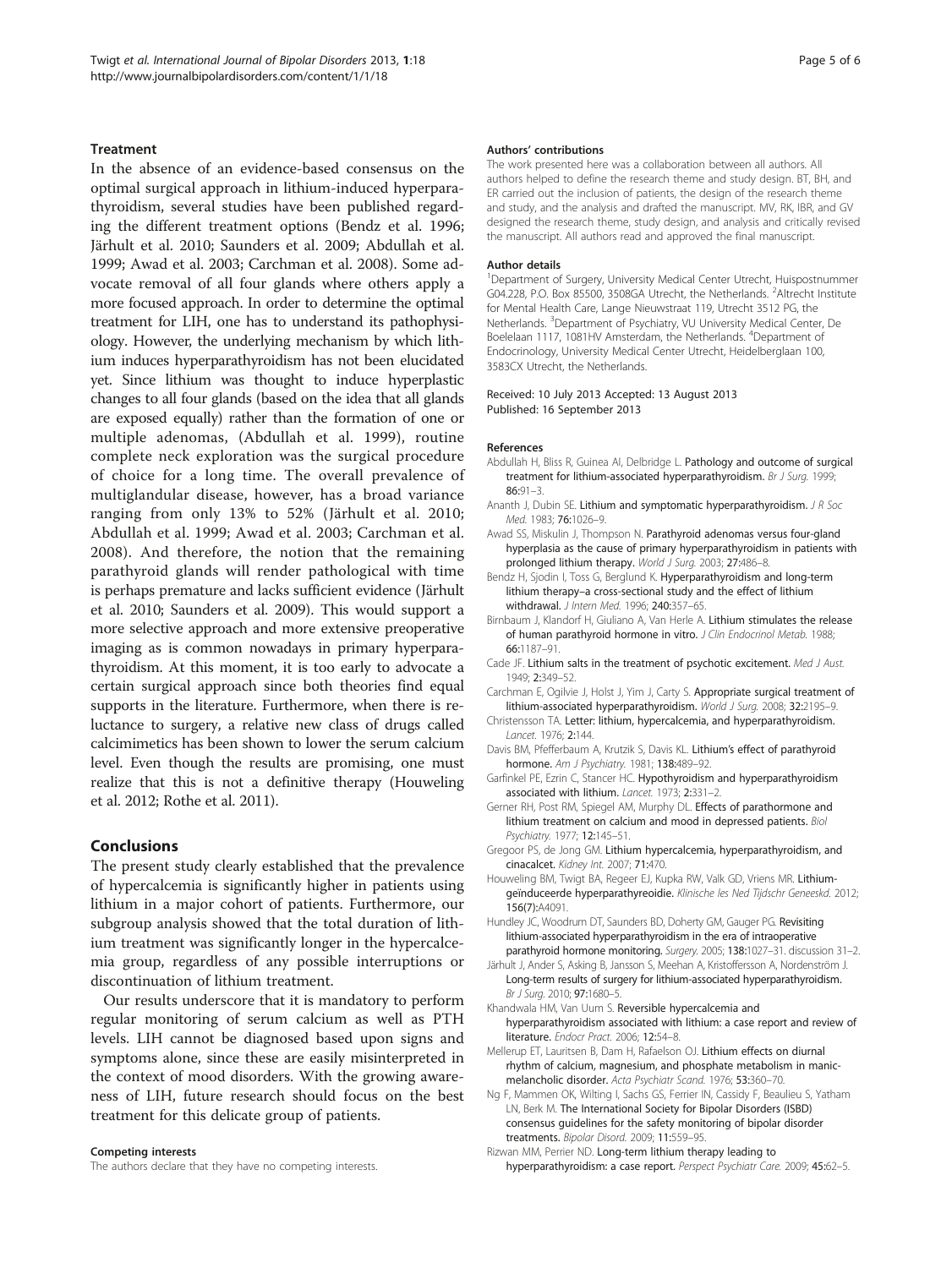### Treatment

In the absence of an evidence-based consensus on the optimal surgical approach in lithium-induced hyperparathyroidism, several studies have been published regarding the different treatment options (Bendz et al. 1996; Järhult et al. 2010; Saunders et al. 2009; Abdullah et al. 1999; Awad et al. 2003; Carchman et al. 2008). Some advocate removal of all four glands where others apply a more focused approach. In order to determine the optimal treatment for LIH, one has to understand its pathophysiology. However, the underlying mechanism by which lithium induces hyperparathyroidism has not been elucidated yet. Since lithium was thought to induce hyperplastic changes to all four glands (based on the idea that all glands are exposed equally) rather than the formation of one or multiple adenomas, (Abdullah et al. 1999), routine complete neck exploration was the surgical procedure of choice for a long time. The overall prevalence of multiglandular disease, however, has a broad variance ranging from only 13% to 52% (Järhult et al. 2010; Abdullah et al. 1999; Awad et al. 2003; Carchman et al. 2008). And therefore, the notion that the remaining parathyroid glands will render pathological with time is perhaps premature and lacks sufficient evidence (Järhult et al. 2010; Saunders et al. 2009). This would support a more selective approach and more extensive preoperative imaging as is common nowadays in primary hyperparathyroidism. At this moment, it is too early to advocate a certain surgical approach since both theories find equal supports in the literature. Furthermore, when there is reluctance to surgery, a relative new class of drugs called calcimimetics has been shown to lower the serum calcium level. Even though the results are promising, one must realize that this is not a definitive therapy (Houweling et al. 2012; Rothe et al. 2011).

## Conclusions

The present study clearly established that the prevalence of hypercalcemia is significantly higher in patients using lithium in a major cohort of patients. Furthermore, our subgroup analysis showed that the total duration of lithium treatment was significantly longer in the hypercalcemia group, regardless of any possible interruptions or discontinuation of lithium treatment.

Our results underscore that it is mandatory to perform regular monitoring of serum calcium as well as PTH levels. LIH cannot be diagnosed based upon signs and symptoms alone, since these are easily misinterpreted in the context of mood disorders. With the growing awareness of LIH, future research should focus on the best treatment for this delicate group of patients.

#### Competing interests

The authors declare that they have no competing interests.

#### Authors' contributions

The work presented here was a collaboration between all authors. All authors helped to define the research theme and study design. BT, BH, and ER carried out the inclusion of patients, the design of the research theme and study, and the analysis and drafted the manuscript. MV, RK, IBR, and GV designed the research theme, study design, and analysis and critically revised the manuscript. All authors read and approved the final manuscript.

#### Author details

[1]Department of Surgery, University Medical Center Utrecht, Huispostnummer G04.228, P.O. Box 85500, 3508GA Utrecht, the Netherlands. [2]Altrecht Institute for Mental Health Care, Lange Nieuwstraat 119, Utrecht 3512 PG, the Netherlands. [3]Department of Psychiatry, VU University Medical Center, De Boelelaan 1117, 1081HV Amsterdam, the Netherlands. [4]Department of Endocrinology, University Medical Center Utrecht, Heidelberglaan 100, 3583CX Utrecht, the Netherlands.

Received: 10 July 2013 Accepted: 13 August 2013
Published: 16 September 2013

#### References

- Abdullah H, Bliss R, Guinea AI, Delbridge L. Pathology and outcome of surgical treatment for lithium-associated hyperparathyroidism. Br J Surg. 1999; 86:91–3.
- Ananth J, Dubin SE. Lithium and symptomatic hyperparathyroidism. J R Soc Med. 1983; 76:1026–9.
- Awad SS, Miskulin J, Thompson N. Parathyroid adenomas versus four-gland hyperplasia as the cause of primary hyperparathyroidism in patients with prolonged lithium therapy. World J Surg. 2003; 27:486–8.
- Bendz H, Sjodin I, Toss G, Berglund K. Hyperparathyroidism and long-term lithium therapy–a cross-sectional study and the effect of lithium withdrawal. J Intern Med. 1996; 240:357–65.
- Birnbaum J, Klandorf H, Giuliano A, Van Herle A. Lithium stimulates the release of human parathyroid hormone in vitro. J Clin Endocrinol Metab. 1988; 66:1187–91.
- Cade JF. Lithium salts in the treatment of psychotic excitement. Med J Aust. 1949; 2:349–52.
- Carchman E, Ogilvie J, Holst J, Yim J, Carty S. Appropriate surgical treatment of lithium-associated hyperparathyroidism. World J Surg. 2008; 32:2195–9.
- Christensson TA. Letter: lithium, hypercalcemia, and hyperparathyroidism. Lancet. 1976; 2:144.
- Davis BM, Pfefferbaum A, Krutzik S, Davis KL. Lithium's effect of parathyroid hormone. Am J Psychiatry. 1981; 138:489–92.
- Garfinkel PE, Ezrin C, Stancer HC. Hypothyroidism and hyperparathyroidism associated with lithium. Lancet. 1973; 2:331–2.
- Gerner RH, Post RM, Spiegel AM, Murphy DL. Effects of parathormone and lithium treatment on calcium and mood in depressed patients. Biol Psychiatry. 1977; 12:145–51.
- Gregoor PS, de Jong GM. Lithium hypercalcemia, hyperparathyroidism, and cinacalcet. Kidney Int. 2007; 71:470.
- Houweling BM, Twigt BA, Regeer EJ, Kupka RW, Valk GD, Vriens MR. Lithium-geïnduceerde hyperparathyreoïdie. Klinische les Ned Tijdschr Geneeskd. 2012; 156(7):A4091.
- Hundley JC, Woodrum DT, Saunders BD, Doherty GM, Gauger PG. Revisiting lithium-associated hyperparathyroidism in the era of intraoperative parathyroid hormone monitoring. Surgery. 2005; 138:1027–31. discussion 31–2.
- Järhult J, Ander S, Asking B, Jansson S, Meehan A, Kristoffersson A, Nordenström J. Long-term results of surgery for lithium-associated hyperparathyroidism. Br J Surg. 2010; 97:1680–5.
- Khandwala HM, Van Uum S. Reversible hypercalcemia and hyperparathyroidism associated with lithium: a case report and review of literature. Endocr Pract. 2006; 12:54–8.
- Mellerup ET, Lauritsen B, Dam H, Rafaelson OJ. Lithium effects on diurnal rhythm of calcium, magnesium, and phosphate metabolism in manic-melancholic disorder. Acta Psychiatr Scand. 1976; 53:360–70.
- Ng F, Mammen OK, Wilting I, Sachs GS, Ferrier IN, Cassidy F, Beaulieu S, Yatham LN, Berk M. The International Society for Bipolar Disorders (ISBD) consensus guidelines for the safety monitoring of bipolar disorder treatments. Bipolar Disord. 2009; 11:559–95.
- Rizwan MM, Perrier ND. Long-term lithium therapy leading to hyperparathyroidism: a case report. Perspect Psychiatr Care. 2009; 45:62–5.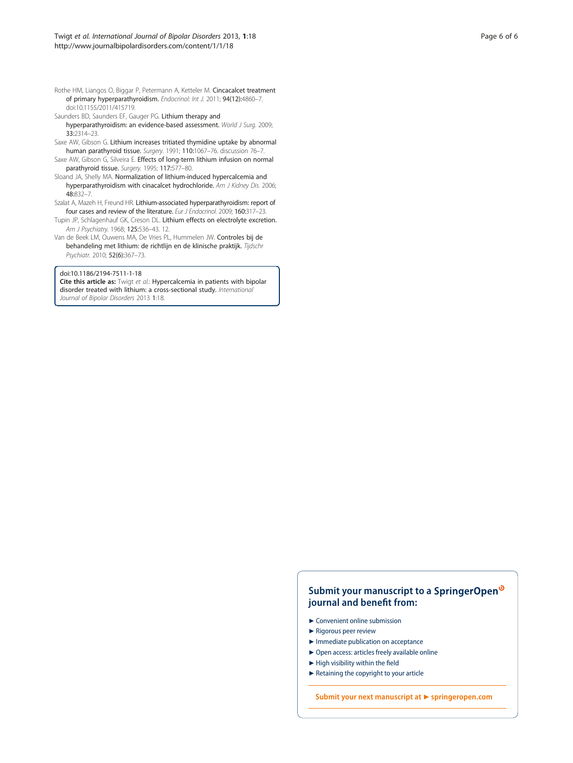Rothe HM, Liangos O, Biggar P, Petermann A, Ketteler M. Cincacalcet treatment of primary hyperparathyroidism. *Endocrinol: Int J.* 2011; **94(12)**:4860–7. doi:10.1155/2011/415719.

Saunders BD, Saunders EF, Gauger PG. Lithium therapy and hyperparathyroidism: an evidence-based assessment. *World J Surg.* 2009; **33**:2314–23.

Saxe AW, Gibson G. Lithium increases tritiated thymidine uptake by abnormal human parathyroid tissue. *Surgery.* 1991; **110**:1067–76. discussion 76–7.

Saxe AW, Gibson G, Silveira E. Effects of long-term lithium infusion on normal parathyroid tissue. *Surgery.* 1995; **117**:577–80.

Sloand JA, Shelly MA. Normalization of lithium-induced hypercalcemia and hyperparathyroidism with cinacalcet hydrochloride. *Am J Kidney Dis.* 2006; **48**:832–7.

Szalat A, Mazeh H, Freund HR. Lithium-associated hyperparathyroidism: report of four cases and review of the literature. *Eur J Endocrinol.* 2009; **160**:317–23.

Tupin JP, Schlagenhauf GK, Creson DL. Lithium effects on electrolyte excretion. *Am J Psychiatry.* 1968; **125**:536–43. 12.

Van de Beek LM, Ouwens MA, De Vries PL, Hummelen JW. Controles bij de behandeling met lithium: de richtlijn en de klinische praktijk. *Tijdschr Psychiatr.* 2010; **52(6)**:367–73.

doi:10.1186/2194-7511-1-18

**Cite this article as:** Twigt *et al.*: Hypercalcemia in patients with bipolar disorder treated with lithium: a cross-sectional study. *International Journal of Bipolar Disorders* 2013 **1**:18.

**Submit your manuscript to a SpringerOpen journal and benefit from:**

- ► Convenient online submission
- ► Rigorous peer review
- ► Immediate publication on acceptance
- ► Open access: articles freely available online
- ► High visibility within the field
- ► Retaining the copyright to your article

**Submit your next manuscript at ► springeropen.com**